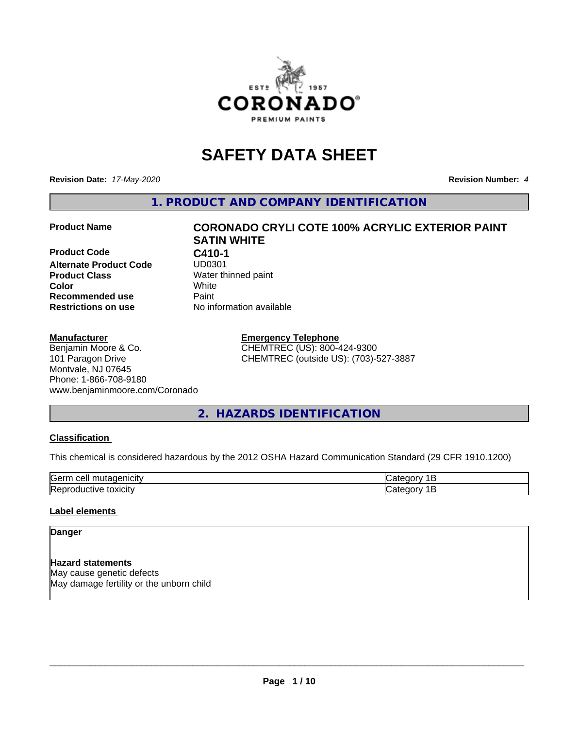# SAFETY DATA SHEET

**Revision Date:** *17-May-2020* **Revision Number:** *4*

## 1. PRODUCT AND COMPANY IDENTIFICATION

| | |
|---|---|
| **Product Name** | **CORONADO CRYLI COTE 100% ACRYLIC EXTERIOR PAINT SATIN WHITE** |
| **Product Code** | **C410-1** |
| **Alternate Product Code** | UD0301 |
| **Product Class** | Water thinned paint |
| **Color** | White |
| **Recommended use** | Paint |
| **Restrictions on use** | No information available |

**Manufacturer**
Benjamin Moore & Co.
101 Paragon Drive
Montvale, NJ 07645
Phone: 1-866-708-9180
www.benjaminmoore.com/Coronado

**Emergency Telephone**
CHEMTREC (US): 800-424-9300
CHEMTREC (outside US): (703)-527-3887

## 2. HAZARDS IDENTIFICATION

**Classification**

This chemical is considered hazardous by the 2012 OSHA Hazard Communication Standard (29 CFR 1910.1200)

| | |
|---|---|
| Germ cell mutagenicity | Category 1B |
| Reproductive toxicity | Category 1B |

**Label elements**

**Danger**

**Hazard statements**
May cause genetic defects
May damage fertility or the unborn child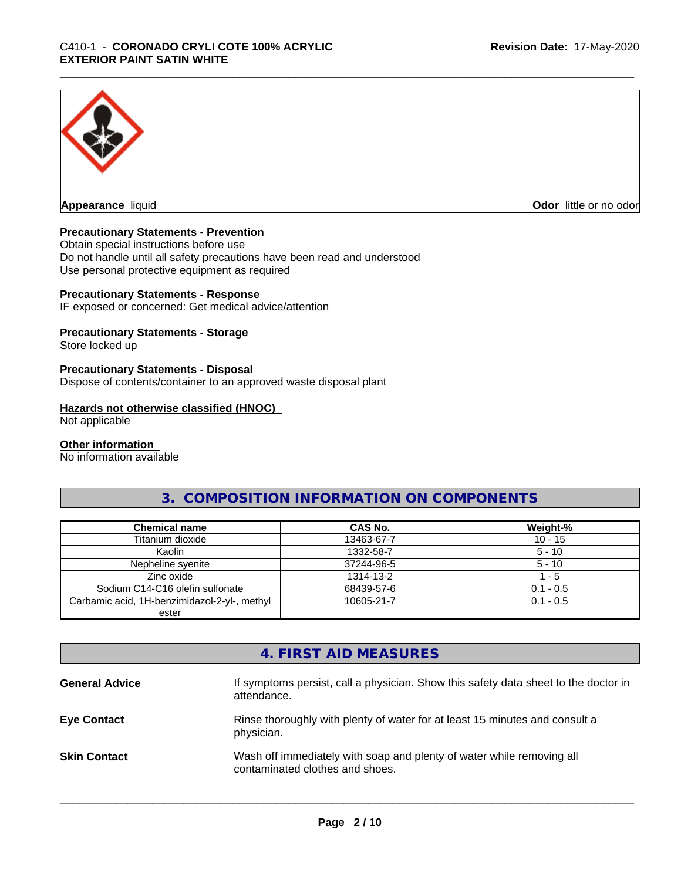**Appearance** liquid

**Odor** little or no odor

**Precautionary Statements - Prevention**

Obtain special instructions before use

Do not handle until all safety precautions have been read and understood

Use personal protective equipment as required

**Precautionary Statements - Response**

IF exposed or concerned: Get medical advice/attention

**Precautionary Statements - Storage**

Store locked up

**Precautionary Statements - Disposal**

Dispose of contents/container to an approved waste disposal plant

**Hazards not otherwise classified (HNOC)**

Not applicable

**Other information**

No information available

## 3. COMPOSITION INFORMATION ON COMPONENTS

| Chemical name | CAS No. | Weight-% |
| --- | --- | --- |
| Titanium dioxide | 13463-67-7 | 10 - 15 |
| Kaolin | 1332-58-7 | 5 - 10 |
| Nepheline syenite | 37244-96-5 | 5 - 10 |
| Zinc oxide | 1314-13-2 | 1 - 5 |
| Sodium C14-C16 olefin sulfonate | 68439-57-6 | 0.1 - 0.5 |
| Carbamic acid, 1H-benzimidazol-2-yl-, methyl ester | 10605-21-7 | 0.1 - 0.5 |

## 4. FIRST AID MEASURES

**General Advice** If symptoms persist, call a physician. Show this safety data sheet to the doctor in attendance.

**Eye Contact** Rinse thoroughly with plenty of water for at least 15 minutes and consult a physician.

**Skin Contact** Wash off immediately with soap and plenty of water while removing all contaminated clothes and shoes.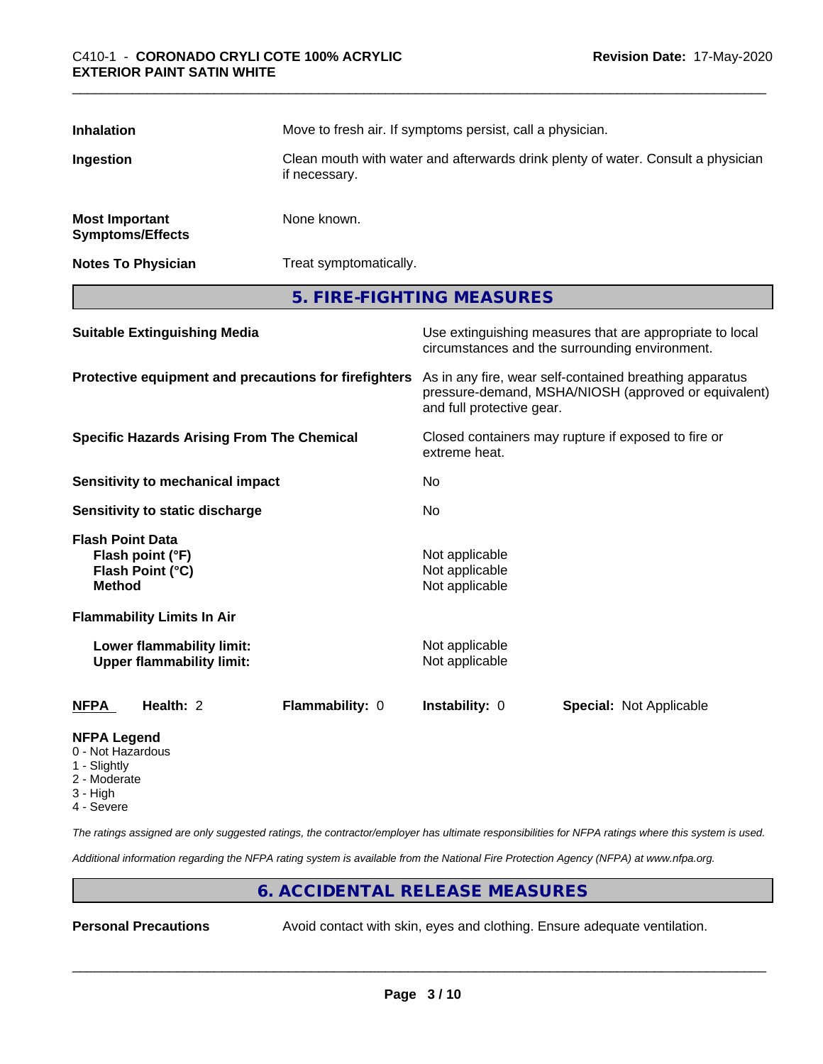**Inhalation** Move to fresh air. If symptoms persist, call a physician.

**Ingestion** Clean mouth with water and afterwards drink plenty of water. Consult a physician if necessary.

**Most Important Symptoms/Effects** None known.

**Notes To Physician** Treat symptomatically.

## 5. FIRE-FIGHTING MEASURES

| | |
|---|---|
| **Suitable Extinguishing Media** | Use extinguishing measures that are appropriate to local circumstances and the surrounding environment. |
| **Protective equipment and precautions for firefighters** | As in any fire, wear self-contained breathing apparatus pressure-demand, MSHA/NIOSH (approved or equivalent) and full protective gear. |
| **Specific Hazards Arising From The Chemical** | Closed containers may rupture if exposed to fire or extreme heat. |
| **Sensitivity to mechanical impact** | No |
| **Sensitivity to static discharge** | No |
| **Flash Point Data** | |
| **Flash point (°F)** | Not applicable |
| **Flash Point (°C)** | Not applicable |
| **Method** | Not applicable |
| **Flammability Limits In Air** | |
| **Lower flammability limit:** | Not applicable |
| **Upper flammability limit:** | Not applicable |

| **NFPA** | **Health:** 2 | **Flammability:** 0 | **Instability:** 0 | **Special:** Not Applicable |
|---|---|---|---|---|

**NFPA Legend**
- 0 - Not Hazardous
- 1 - Slightly
- 2 - Moderate
- 3 - High
- 4 - Severe

*The ratings assigned are only suggested ratings, the contractor/employer has ultimate responsibilities for NFPA ratings where this system is used.*

*Additional information regarding the NFPA rating system is available from the National Fire Protection Agency (NFPA) at www.nfpa.org.*

## 6. ACCIDENTAL RELEASE MEASURES

**Personal Precautions** Avoid contact with skin, eyes and clothing. Ensure adequate ventilation.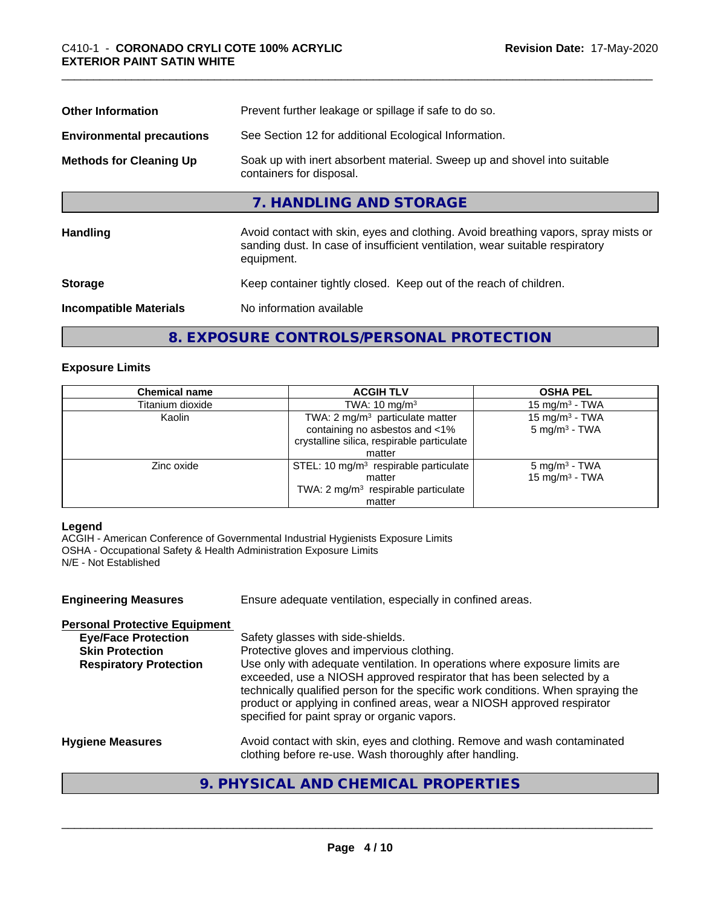| | |
|---|---|
| **Other Information** | Prevent further leakage or spillage if safe to do so. |
| **Environmental precautions** | See Section 12 for additional Ecological Information. |
| **Methods for Cleaning Up** | Soak up with inert absorbent material. Sweep up and shovel into suitable containers for disposal. |

## 7. HANDLING AND STORAGE

| | |
|---|---|
| **Handling** | Avoid contact with skin, eyes and clothing. Avoid breathing vapors, spray mists or sanding dust. In case of insufficient ventilation, wear suitable respiratory equipment. |
| **Storage** | Keep container tightly closed. Keep out of the reach of children. |
| **Incompatible Materials** | No information available |

## 8. EXPOSURE CONTROLS/PERSONAL PROTECTION

### Exposure Limits

| Chemical name | ACGIH TLV | OSHA PEL |
|---|---|---|
| Titanium dioxide | TWA: 10 mg/m$^3$ | 15 mg/m$^3$ - TWA |
| Kaolin | TWA: 2 mg/m$^3$ particulate matter containing no asbestos and <1% crystalline silica, respirable particulate matter | 15 mg/m$^3$ - TWA<br>5 mg/m$^3$ - TWA |
| Zinc oxide | STEL: 10 mg/m$^3$ respirable particulate matter<br>TWA: 2 mg/m$^3$ respirable particulate matter | 5 mg/m$^3$ - TWA<br>15 mg/m$^3$ - TWA |

**Legend**
ACGIH - American Conference of Governmental Industrial Hygienists Exposure Limits
OSHA - Occupational Safety & Health Administration Exposure Limits
N/E - Not Established

**Engineering Measures** Ensure adequate ventilation, especially in confined areas.

**Personal Protective Equipment**

| | |
|---|---|
| **Eye/Face Protection** | Safety glasses with side-shields. |
| **Skin Protection** | Protective gloves and impervious clothing. |
| **Respiratory Protection** | Use only with adequate ventilation. In operations where exposure limits are exceeded, use a NIOSH approved respirator that has been selected by a technically qualified person for the specific work conditions. When spraying the product or applying in confined areas, wear a NIOSH approved respirator specified for paint spray or organic vapors. |
| **Hygiene Measures** | Avoid contact with skin, eyes and clothing. Remove and wash contaminated clothing before re-use. Wash thoroughly after handling. |

## 9. PHYSICAL AND CHEMICAL PROPERTIES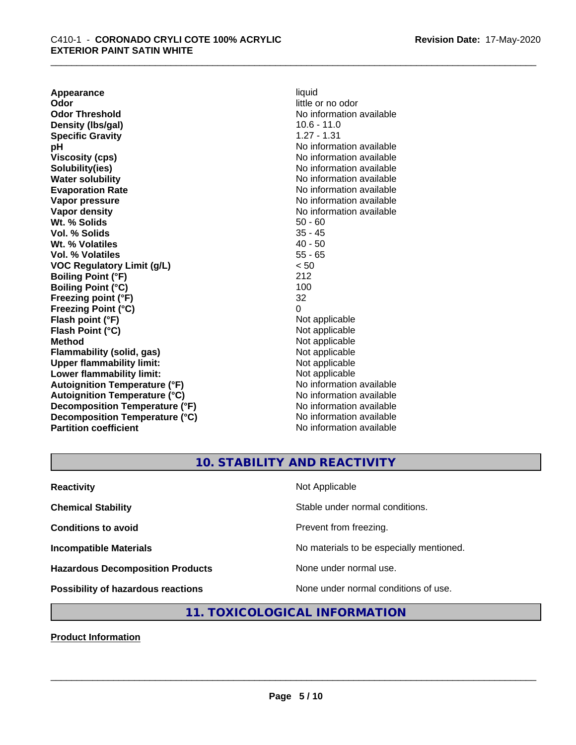| | |
|---|---|
| **Appearance** | liquid |
| **Odor** | little or no odor |
| **Odor Threshold** | No information available |
| **Density (lbs/gal)** | 10.6 - 11.0 |
| **Specific Gravity** | 1.27 - 1.31 |
| **pH** | No information available |
| **Viscosity (cps)** | No information available |
| **Solubility(ies)** | No information available |
| **Water solubility** | No information available |
| **Evaporation Rate** | No information available |
| **Vapor pressure** | No information available |
| **Vapor density** | No information available |
| **Wt. % Solids** | 50 - 60 |
| **Vol. % Solids** | 35 - 45 |
| **Wt. % Volatiles** | 40 - 50 |
| **Vol. % Volatiles** | 55 - 65 |
| **VOC Regulatory Limit (g/L)** | < 50 |
| **Boiling Point (°F)** | 212 |
| **Boiling Point (°C)** | 100 |
| **Freezing point (°F)** | 32 |
| **Freezing Point (°C)** | 0 |
| **Flash point (°F)** | Not applicable |
| **Flash Point (°C)** | Not applicable |
| **Method** | Not applicable |
| **Flammability (solid, gas)** | Not applicable |
| **Upper flammability limit:** | Not applicable |
| **Lower flammability limit:** | Not applicable |
| **Autoignition Temperature (°F)** | No information available |
| **Autoignition Temperature (°C)** | No information available |
| **Decomposition Temperature (°F)** | No information available |
| **Decomposition Temperature (°C)** | No information available |
| **Partition coefficient** | No information available |

## 10. STABILITY AND REACTIVITY

| | |
|---|---|
| **Reactivity** | Not Applicable |
| **Chemical Stability** | Stable under normal conditions. |
| **Conditions to avoid** | Prevent from freezing. |
| **Incompatible Materials** | No materials to be especially mentioned. |
| **Hazardous Decomposition Products** | None under normal use. |
| **Possibility of hazardous reactions** | None under normal conditions of use. |

## 11. TOXICOLOGICAL INFORMATION

**Product Information**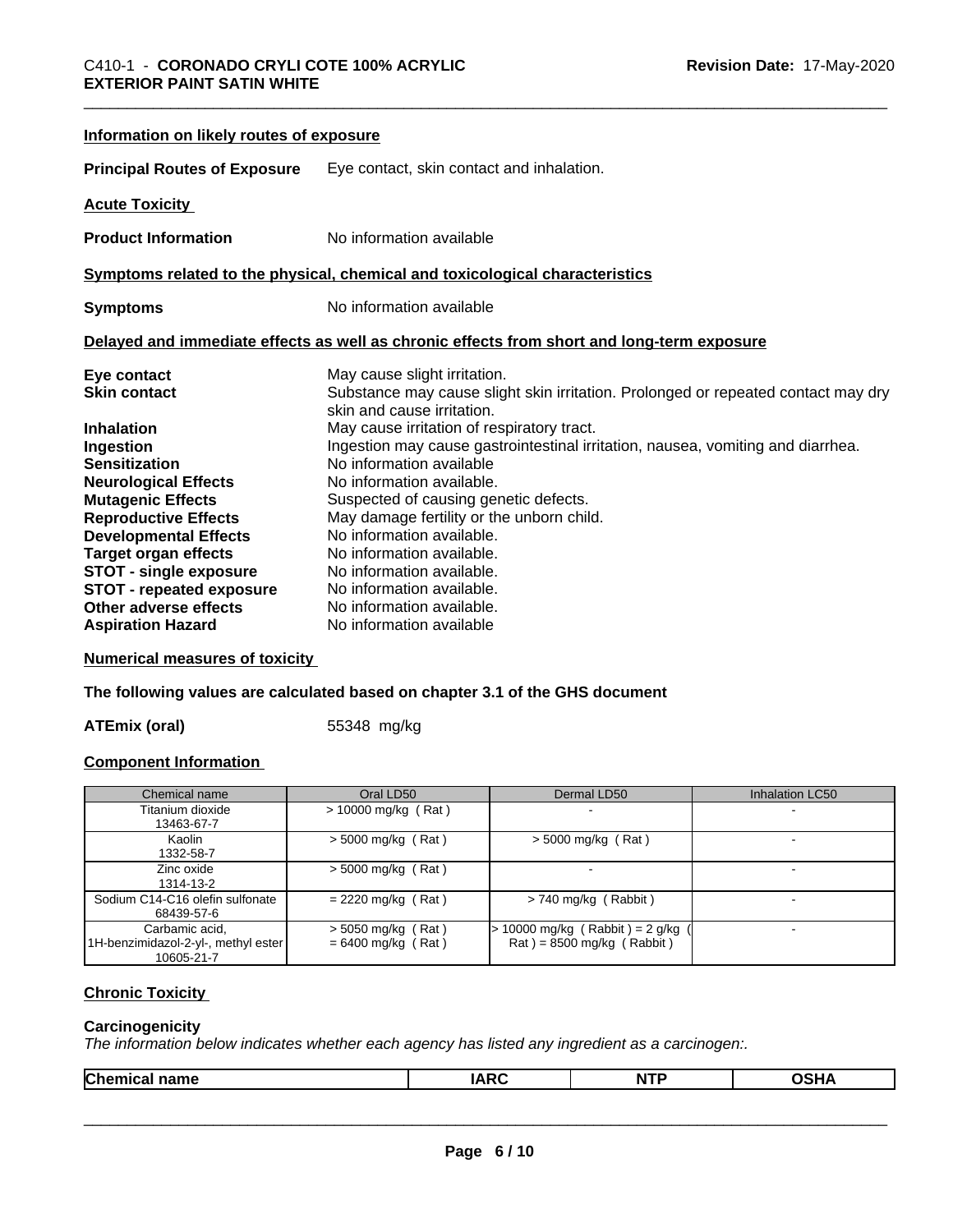#### Information on likely routes of exposure

**Principal Routes of Exposure** Eye contact, skin contact and inhalation.

#### Acute Toxicity

**Product Information** No information available

#### Symptoms related to the physical, chemical and toxicological characteristics

**Symptoms** No information available

#### Delayed and immediate effects as well as chronic effects from short and long-term exposure

**Eye contact** May cause slight irritation.
**Skin contact** Substance may cause slight skin irritation. Prolonged or repeated contact may dry skin and cause irritation.
**Inhalation** May cause irritation of respiratory tract.
**Ingestion** Ingestion may cause gastrointestinal irritation, nausea, vomiting and diarrhea.
**Sensitization** No information available
**Neurological Effects** No information available.
**Mutagenic Effects** Suspected of causing genetic defects.
**Reproductive Effects** May damage fertility or the unborn child.
**Developmental Effects** No information available.
**Target organ effects** No information available.
**STOT - single exposure** No information available.
**STOT - repeated exposure** No information available.
**Other adverse effects** No information available.
**Aspiration Hazard** No information available

#### Numerical measures of toxicity

**The following values are calculated based on chapter 3.1 of the GHS document**

**ATEmix (oral)** 55348 mg/kg

#### Component Information

| Chemical name | Oral LD50 | Dermal LD50 | Inhalation LC50 |
|---|---|---|---|
| Titanium dioxide 13463-67-7 | > 10000 mg/kg ( Rat ) | - | - |
| Kaolin 1332-58-7 | > 5000 mg/kg ( Rat ) | > 5000 mg/kg ( Rat ) | - |
| Zinc oxide 1314-13-2 | > 5000 mg/kg ( Rat ) | - | - |
| Sodium C14-C16 olefin sulfonate 68439-57-6 | = 2220 mg/kg ( Rat ) | > 740 mg/kg ( Rabbit ) | - |
| Carbamic acid, 1H-benzimidazol-2-yl-, methyl ester 10605-21-7 | > 5050 mg/kg ( Rat ) = 6400 mg/kg ( Rat ) | > 10000 mg/kg ( Rabbit ) = 2 g/kg ( Rat ) = 8500 mg/kg ( Rabbit ) | - |

#### Chronic Toxicity

**Carcinogenicity**

*The information below indicates whether each agency has listed any ingredient as a carcinogen:.*

| Chemical name | IARC | NTP | OSHA |
|---|---|---|---|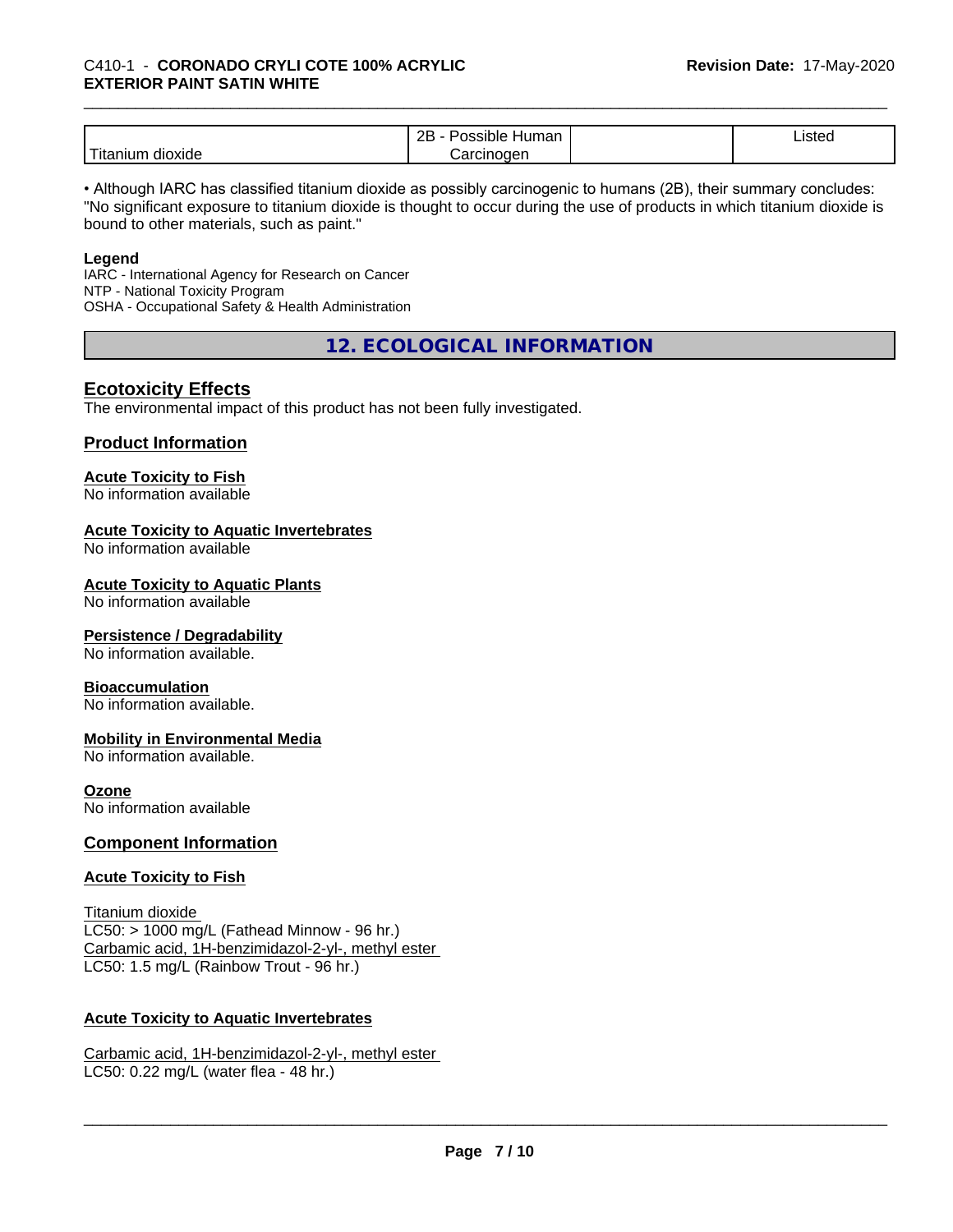| Titanium dioxide | 2B - Possible Human Carcinogen | | Listed |
|---|---|---|---|

• Although IARC has classified titanium dioxide as possibly carcinogenic to humans (2B), their summary concludes: "No significant exposure to titanium dioxide is thought to occur during the use of products in which titanium dioxide is bound to other materials, such as paint."

**Legend**
IARC - International Agency for Research on Cancer
NTP - National Toxicity Program
OSHA - Occupational Safety & Health Administration

## 12. ECOLOGICAL INFORMATION

### Ecotoxicity Effects

The environmental impact of this product has not been fully investigated.

### Product Information

**Acute Toxicity to Fish**
No information available

**Acute Toxicity to Aquatic Invertebrates**
No information available

**Acute Toxicity to Aquatic Plants**
No information available

**Persistence / Degradability**
No information available.

**Bioaccumulation**
No information available.

**Mobility in Environmental Media**
No information available.

**Ozone**
No information available

### Component Information

**Acute Toxicity to Fish**

Titanium dioxide
LC50: > 1000 mg/L (Fathead Minnow - 96 hr.)
Carbamic acid, 1H-benzimidazol-2-yl-, methyl ester
LC50: 1.5 mg/L (Rainbow Trout - 96 hr.)

**Acute Toxicity to Aquatic Invertebrates**

Carbamic acid, 1H-benzimidazol-2-yl-, methyl ester
LC50: 0.22 mg/L (water flea - 48 hr.)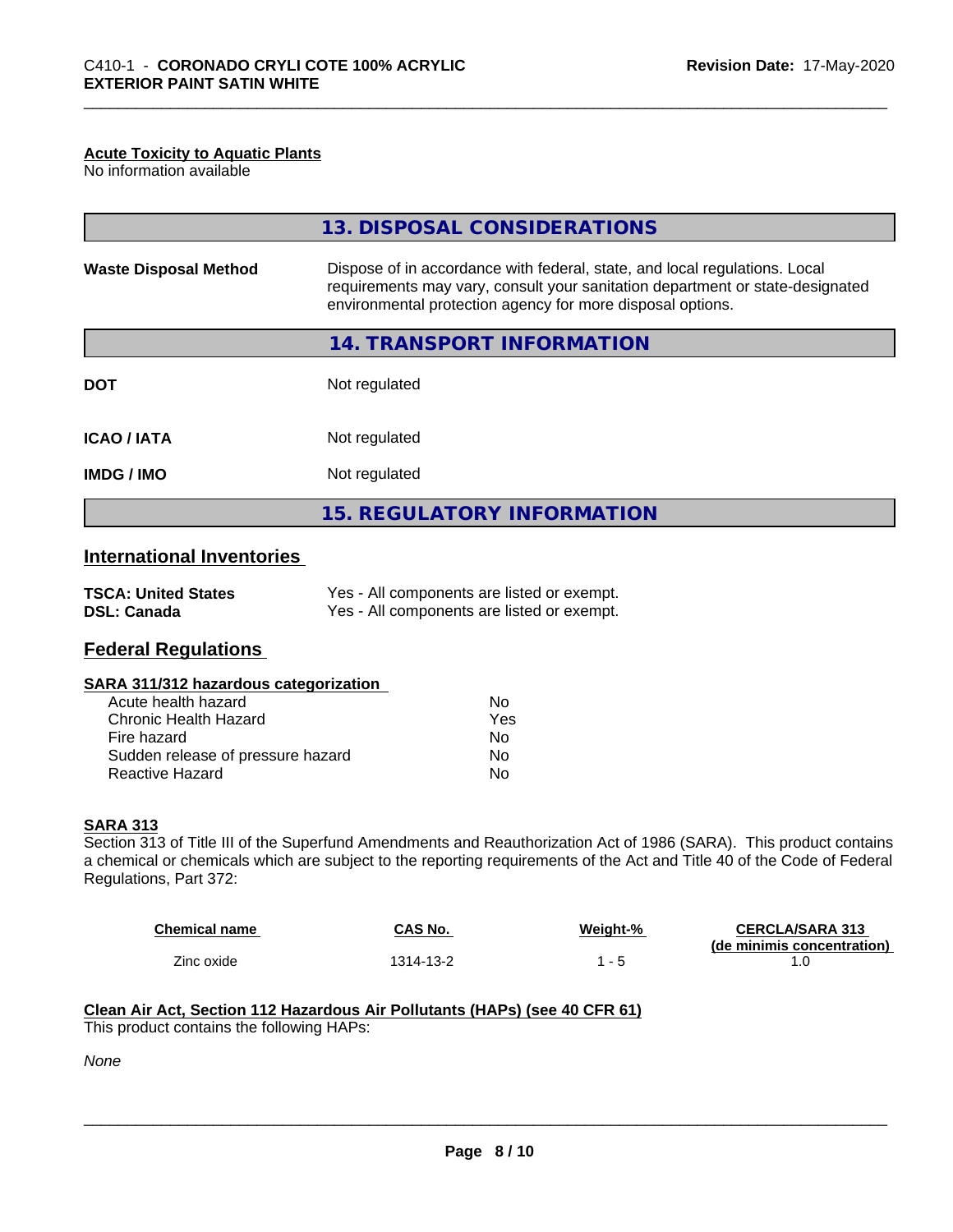#### Acute Toxicity to Aquatic Plants

No information available

## 13. DISPOSAL CONSIDERATIONS

| | |
|---|---|
| **Waste Disposal Method** | Dispose of in accordance with federal, state, and local regulations. Local requirements may vary, consult your sanitation department or state-designated environmental protection agency for more disposal options. |

## 14. TRANSPORT INFORMATION

| | |
|---|---|
| **DOT** | Not regulated |
| **ICAO / IATA** | Not regulated |
| **IMDG / IMO** | Not regulated |

## 15. REGULATORY INFORMATION

### International Inventories

| | |
|---|---|
| **TSCA: United States** | Yes - All components are listed or exempt. |
| **DSL: Canada** | Yes - All components are listed or exempt. |

### Federal Regulations

#### SARA 311/312 hazardous categorization

| | |
|---|---|
| Acute health hazard | No |
| Chronic Health Hazard | Yes |
| Fire hazard | No |
| Sudden release of pressure hazard | No |
| Reactive Hazard | No |

#### SARA 313

Section 313 of Title III of the Superfund Amendments and Reauthorization Act of 1986 (SARA). This product contains a chemical or chemicals which are subject to the reporting requirements of the Act and Title 40 of the Code of Federal Regulations, Part 372:

| Chemical name | CAS No. | Weight-% | CERCLA/SARA 313 (de minimis concentration) |
|---|---|---|---|
| Zinc oxide | 1314-13-2 | 1 - 5 | 1.0 |

#### Clean Air Act, Section 112 Hazardous Air Pollutants (HAPs) (see 40 CFR 61)

This product contains the following HAPs:

*None*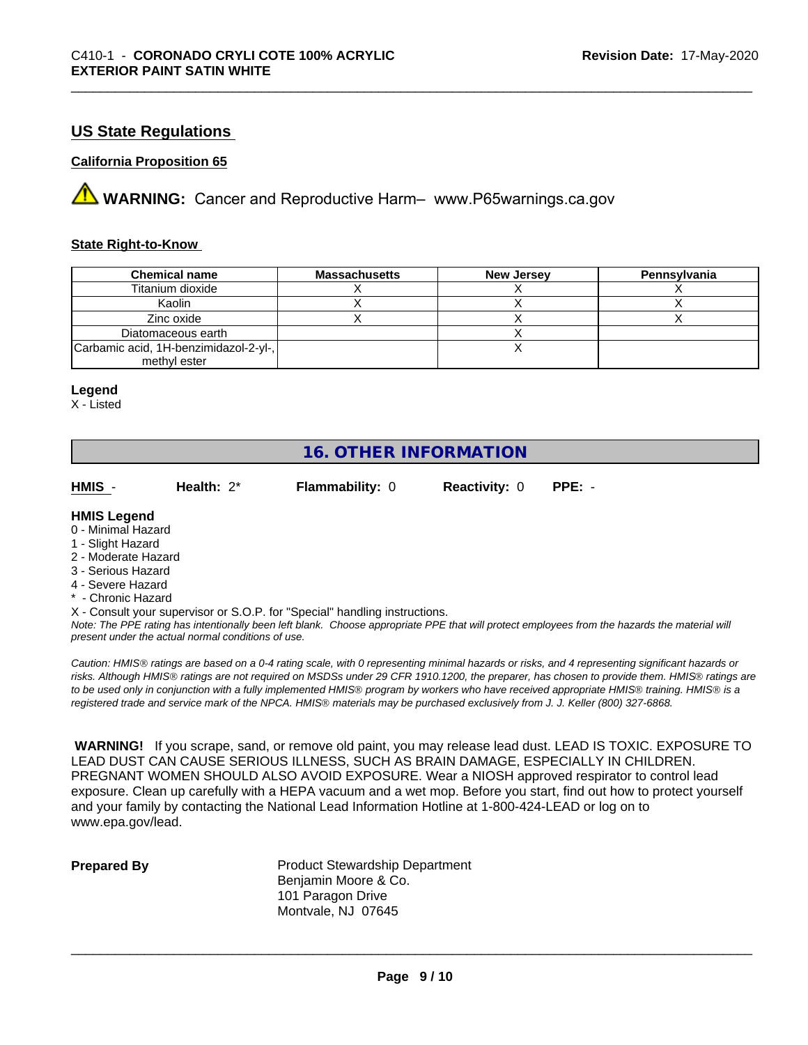## US State Regulations

### California Proposition 65

⚠ **WARNING:** Cancer and Reproductive Harm– www.P65warnings.ca.gov

### State Right-to-Know

| Chemical name | Massachusetts | New Jersey | Pennsylvania |
|---|---|---|---|
| Titanium dioxide | X | X | X |
| Kaolin | X | X | X |
| Zinc oxide | X | X | X |
| Diatomaceous earth | | X | |
| Carbamic acid, 1H-benzimidazol-2-yl-, methyl ester | | X | |

**Legend**
X - Listed

## 16. OTHER INFORMATION

**HMIS** - **Health:** 2* **Flammability:** 0 **Reactivity:** 0 **PPE:** -

**HMIS Legend**
0 - Minimal Hazard
1 - Slight Hazard
2 - Moderate Hazard
3 - Serious Hazard
4 - Severe Hazard
* - Chronic Hazard
X - Consult your supervisor or S.O.P. for "Special" handling instructions.

*Note: The PPE rating has intentionally been left blank. Choose appropriate PPE that will protect employees from the hazards the material will present under the actual normal conditions of use.*

*Caution: HMIS® ratings are based on a 0-4 rating scale, with 0 representing minimal hazards or risks, and 4 representing significant hazards or risks. Although HMIS® ratings are not required on MSDSs under 29 CFR 1910.1200, the preparer, has chosen to provide them. HMIS® ratings are to be used only in conjunction with a fully implemented HMIS® program by workers who have received appropriate HMIS® training. HMIS® is a registered trade and service mark of the NPCA. HMIS® materials may be purchased exclusively from J. J. Keller (800) 327-6868.*

**WARNING!** If you scrape, sand, or remove old paint, you may release lead dust. LEAD IS TOXIC. EXPOSURE TO LEAD DUST CAN CAUSE SERIOUS ILLNESS, SUCH AS BRAIN DAMAGE, ESPECIALLY IN CHILDREN. PREGNANT WOMEN SHOULD ALSO AVOID EXPOSURE. Wear a NIOSH approved respirator to control lead exposure. Clean up carefully with a HEPA vacuum and a wet mop. Before you start, find out how to protect yourself and your family by contacting the National Lead Information Hotline at 1-800-424-LEAD or log on to www.epa.gov/lead.

**Prepared By**
Product Stewardship Department
Benjamin Moore & Co.
101 Paragon Drive
Montvale, NJ 07645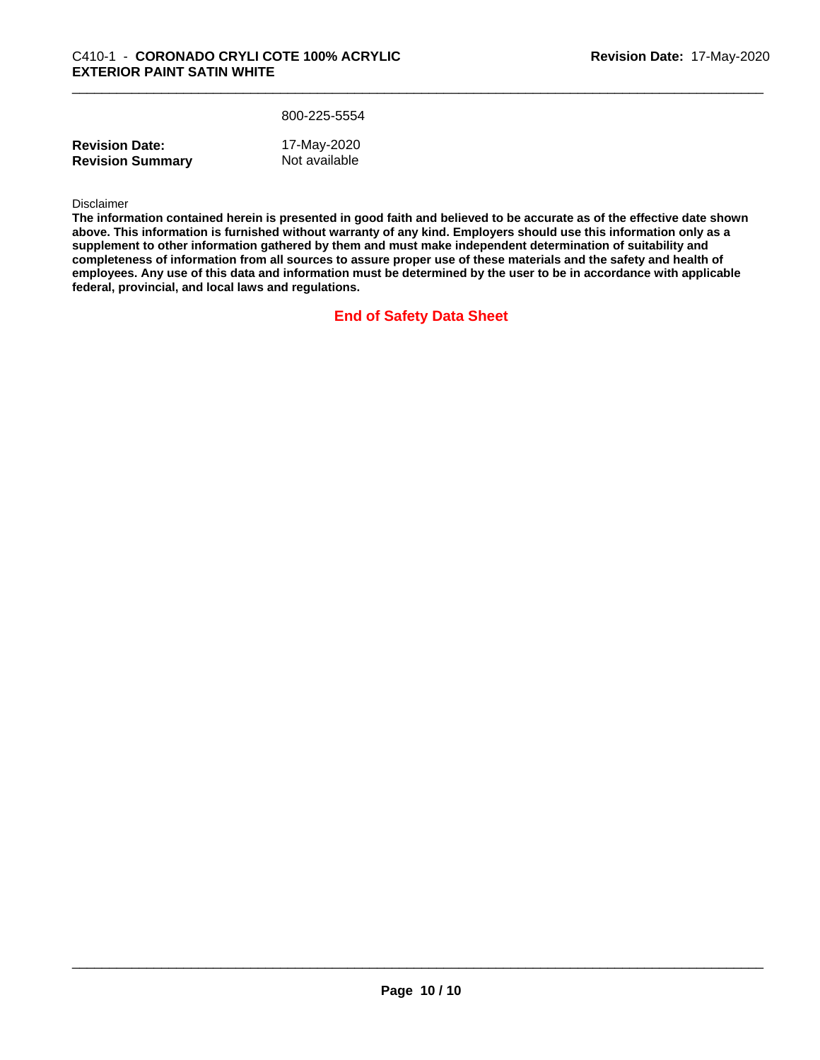800-225-5554

| | |
|---|---|
| **Revision Date:** | 17-May-2020 |
| **Revision Summary** | Not available |

Disclaimer

**The information contained herein is presented in good faith and believed to be accurate as of the effective date shown above. This information is furnished without warranty of any kind. Employers should use this information only as a supplement to other information gathered by them and must make independent determination of suitability and completeness of information from all sources to assure proper use of these materials and the safety and health of employees. Any use of this data and information must be determined by the user to be in accordance with applicable federal, provincial, and local laws and regulations.**

**End of Safety Data Sheet**